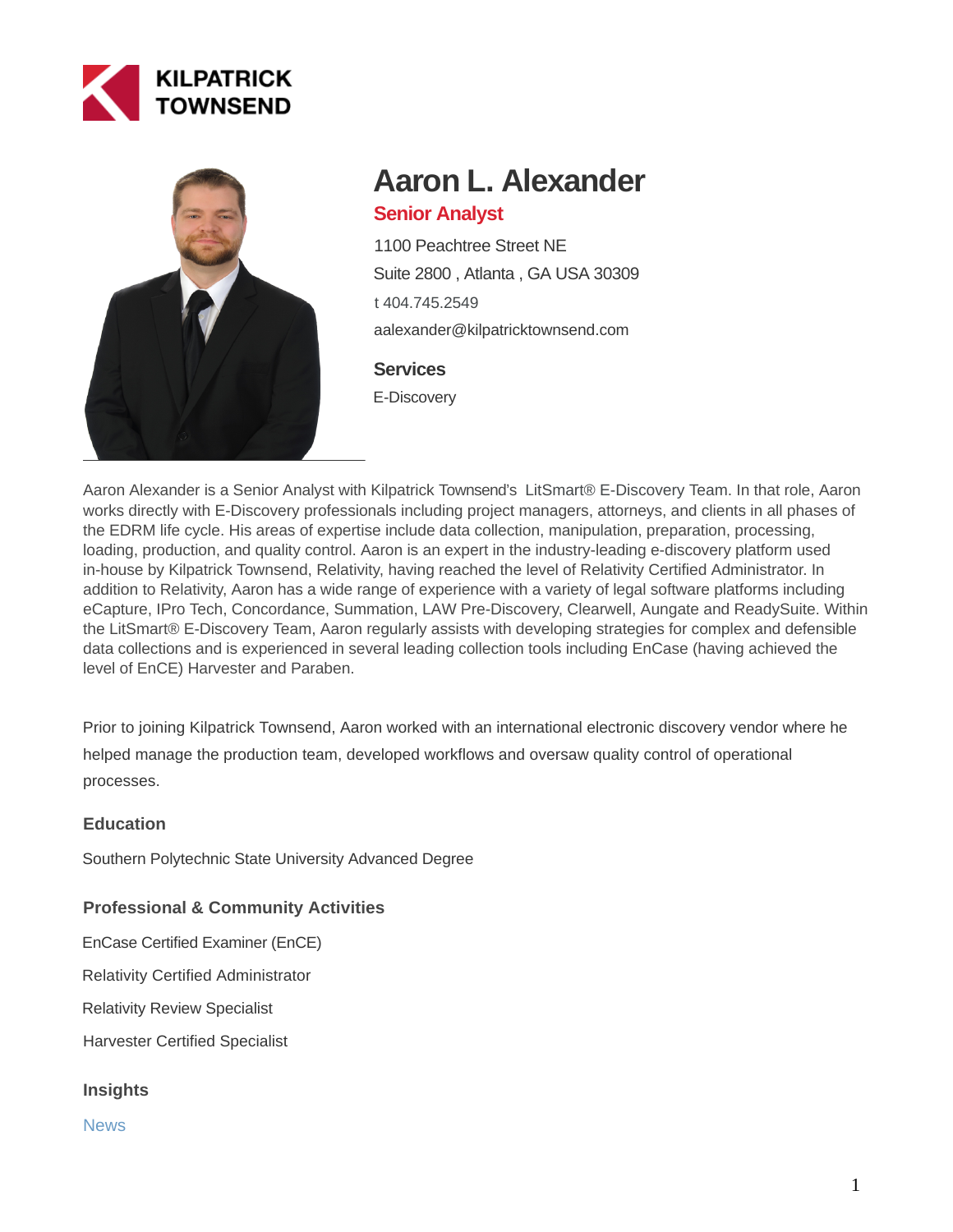KILPATRICK TOWNSEND

# Aaron L. Alexander

**Senior Analyst**

1100 Peachtree Street NE

Suite 2800 , Atlanta , GA USA 30309

t 404.745.2549

aalexander@kilpatricktownsend.com

### Services

E-Discovery

Aaron Alexander is a Senior Analyst with Kilpatrick Townsend's LitSmart® E-Discovery Team. In that role, Aaron works directly with E-Discovery professionals including project managers, attorneys, and clients in all phases of the EDRM life cycle. His areas of expertise include data collection, manipulation, preparation, processing, loading, production, and quality control. Aaron is an expert in the industry-leading e-discovery platform used in-house by Kilpatrick Townsend, Relativity, having reached the level of Relativity Certified Administrator. In addition to Relativity, Aaron has a wide range of experience with a variety of legal software platforms including eCapture, IPro Tech, Concordance, Summation, LAW Pre-Discovery, Clearwell, Aungate and ReadySuite. Within the LitSmart® E-Discovery Team, Aaron regularly assists with developing strategies for complex and defensible data collections and is experienced in several leading collection tools including EnCase (having achieved the level of EnCE) Harvester and Paraben.

Prior to joining Kilpatrick Townsend, Aaron worked with an international electronic discovery vendor where he helped manage the production team, developed workflows and oversaw quality control of operational processes.

### Education

Southern Polytechnic State University Advanced Degree

### Professional & Community Activities

EnCase Certified Examiner (EnCE)

Relativity Certified Administrator

Relativity Review Specialist

Harvester Certified Specialist

### Insights

News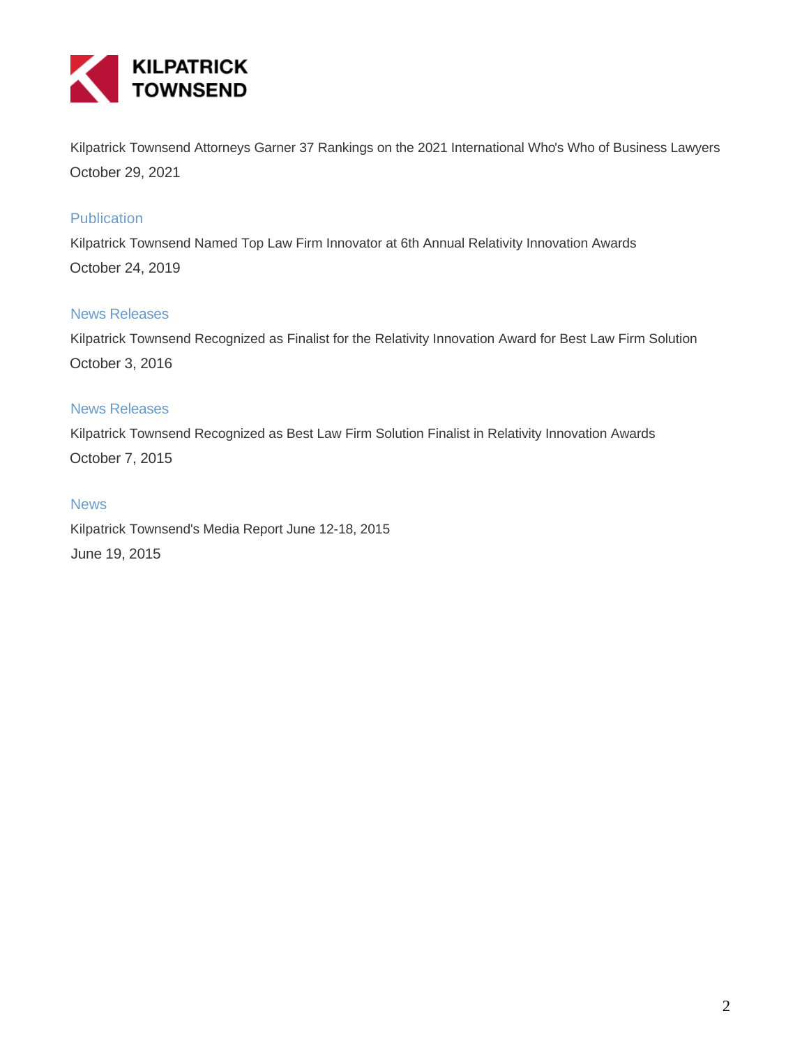Kilpatrick Townsend Attorneys Garner 37 Rankings on the 2021 International Who's Who of Business Lawyers

October 29, 2021

Publication

Kilpatrick Townsend Named Top Law Firm Innovator at 6th Annual Relativity Innovation Awards

October 24, 2019

News Releases

Kilpatrick Townsend Recognized as Finalist for the Relativity Innovation Award for Best Law Firm Solution

October 3, 2016

News Releases

Kilpatrick Townsend Recognized as Best Law Firm Solution Finalist in Relativity Innovation Awards

October 7, 2015

News

Kilpatrick Townsend's Media Report June 12-18, 2015

June 19, 2015